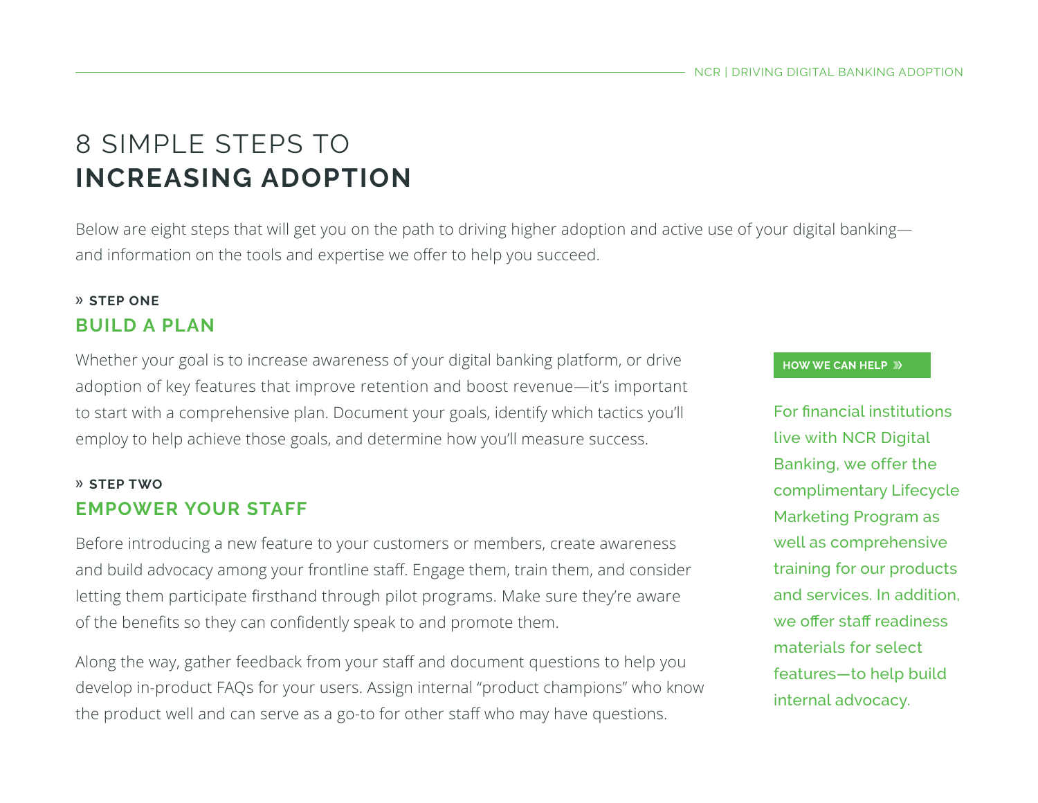# 8 SIMPLE STEPS TO **INCREASING ADOPTION**

Below are eight steps that will get you on the path to driving higher adoption and active use of your digital banking—and information on the tools and expertise we offer to help you succeed.

» **STEP ONE**

## BUILD A PLAN

Whether your goal is to increase awareness of your digital banking platform, or drive adoption of key features that improve retention and boost revenue—it's important to start with a comprehensive plan. Document your goals, identify which tactics you'll employ to help achieve those goals, and determine how you'll measure success.

» **STEP TWO**

## EMPOWER YOUR STAFF

Before introducing a new feature to your customers or members, create awareness and build advocacy among your frontline staff. Engage them, train them, and consider letting them participate firsthand through pilot programs. Make sure they're aware of the benefits so they can confidently speak to and promote them.

Along the way, gather feedback from your staff and document questions to help you develop in-product FAQs for your users. Assign internal "product champions" who know the product well and can serve as a go-to for other staff who may have questions.

**HOW WE CAN HELP »**

For financial institutions live with NCR Digital Banking, we offer the complimentary Lifecycle Marketing Program as well as comprehensive training for our products and services. In addition, we offer staff readiness materials for select features—to help build internal advocacy.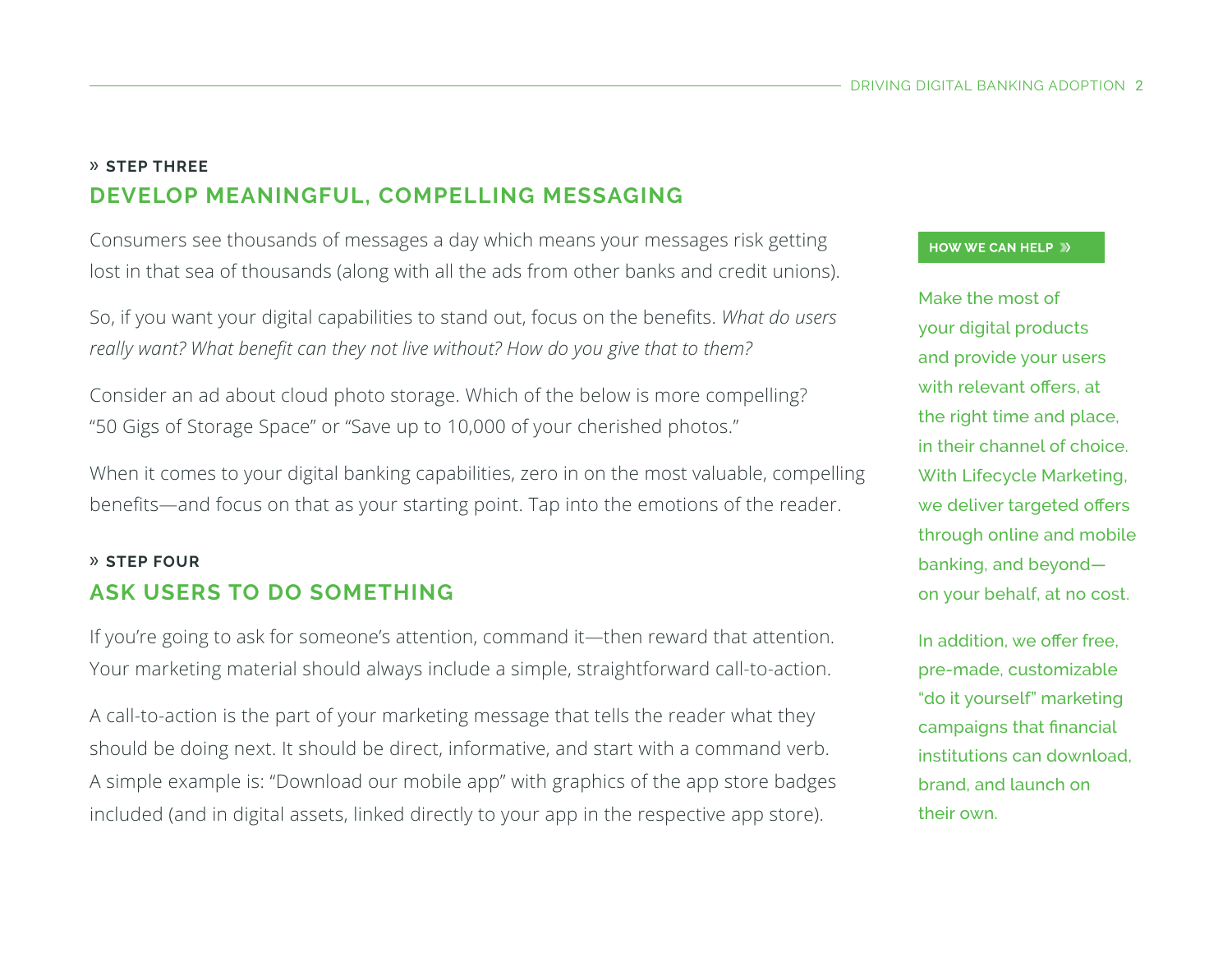» **STEP THREE**

## DEVELOP MEANINGFUL, COMPELLING MESSAGING

Consumers see thousands of messages a day which means your messages risk getting lost in that sea of thousands (along with all the ads from other banks and credit unions).

So, if you want your digital capabilities to stand out, focus on the benefits. *What do users really want? What benefit can they not live without? How do you give that to them?*

Consider an ad about cloud photo storage. Which of the below is more compelling? "50 Gigs of Storage Space" or "Save up to 10,000 of your cherished photos."

When it comes to your digital banking capabilities, zero in on the most valuable, compelling benefits—and focus on that as your starting point. Tap into the emotions of the reader.

» **STEP FOUR**

## ASK USERS TO DO SOMETHING

If you're going to ask for someone's attention, command it—then reward that attention. Your marketing material should always include a simple, straightforward call-to-action.

A call-to-action is the part of your marketing message that tells the reader what they should be doing next. It should be direct, informative, and start with a command verb. A simple example is: "Download our mobile app" with graphics of the app store badges included (and in digital assets, linked directly to your app in the respective app store).

**HOW WE CAN HELP »**

Make the most of your digital products and provide your users with relevant offers, at the right time and place, in their channel of choice. With Lifecycle Marketing, we deliver targeted offers through online and mobile banking, and beyond—on your behalf, at no cost.

In addition, we offer free, pre-made, customizable "do it yourself" marketing campaigns that financial institutions can download, brand, and launch on their own.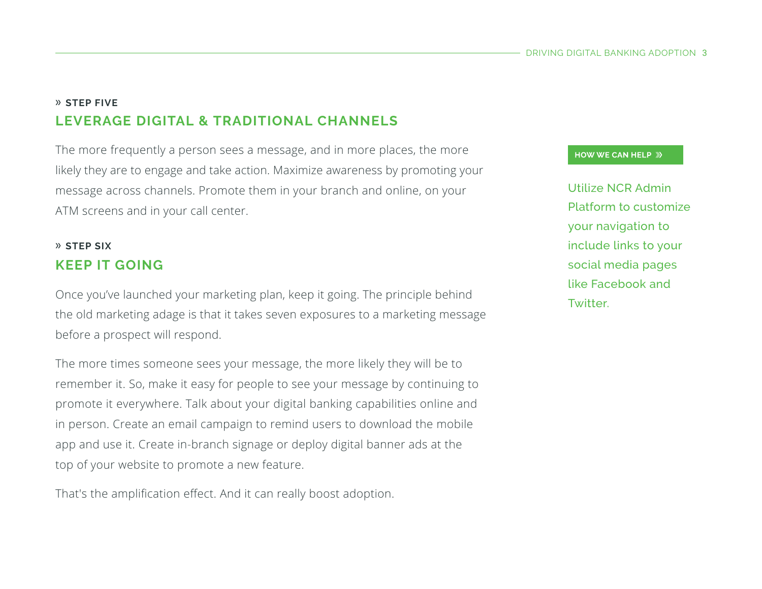» **STEP FIVE**

## LEVERAGE DIGITAL & TRADITIONAL CHANNELS

The more frequently a person sees a message, and in more places, the more likely they are to engage and take action. Maximize awareness by promoting your message across channels. Promote them in your branch and online, on your ATM screens and in your call center.

» **STEP SIX**

## KEEP IT GOING

Once you've launched your marketing plan, keep it going. The principle behind the old marketing adage is that it takes seven exposures to a marketing message before a prospect will respond.

The more times someone sees your message, the more likely they will be to remember it. So, make it easy for people to see your message by continuing to promote it everywhere. Talk about your digital banking capabilities online and in person. Create an email campaign to remind users to download the mobile app and use it. Create in-branch signage or deploy digital banner ads at the top of your website to promote a new feature.

That's the amplification effect. And it can really boost adoption.

**HOW WE CAN HELP »**

Utilize NCR Admin Platform to customize your navigation to include links to your social media pages like Facebook and Twitter.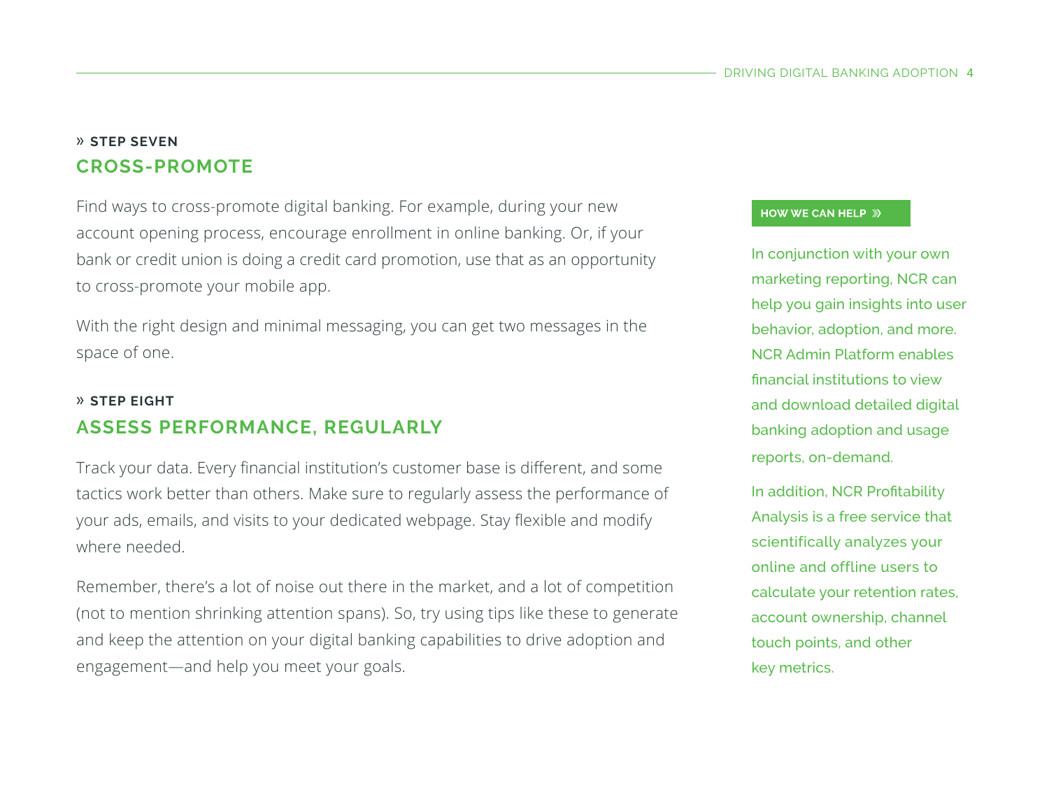» **STEP SEVEN**

## CROSS-PROMOTE

Find ways to cross-promote digital banking. For example, during your new account opening process, encourage enrollment in online banking. Or, if your bank or credit union is doing a credit card promotion, use that as an opportunity to cross-promote your mobile app.

With the right design and minimal messaging, you can get two messages in the space of one.

» **STEP EIGHT**

## ASSESS PERFORMANCE, REGULARLY

Track your data. Every financial institution's customer base is different, and some tactics work better than others. Make sure to regularly assess the performance of your ads, emails, and visits to your dedicated webpage. Stay flexible and modify where needed.

Remember, there's a lot of noise out there in the market, and a lot of competition (not to mention shrinking attention spans). So, try using tips like these to generate and keep the attention on your digital banking capabilities to drive adoption and engagement—and help you meet your goals.

**HOW WE CAN HELP »**

In conjunction with your own marketing reporting, NCR can help you gain insights into user behavior, adoption, and more. NCR Admin Platform enables financial institutions to view and download detailed digital banking adoption and usage reports, on-demand.

In addition, NCR Profitability Analysis is a free service that scientifically analyzes your online and offline users to calculate your retention rates, account ownership, channel touch points, and other key metrics.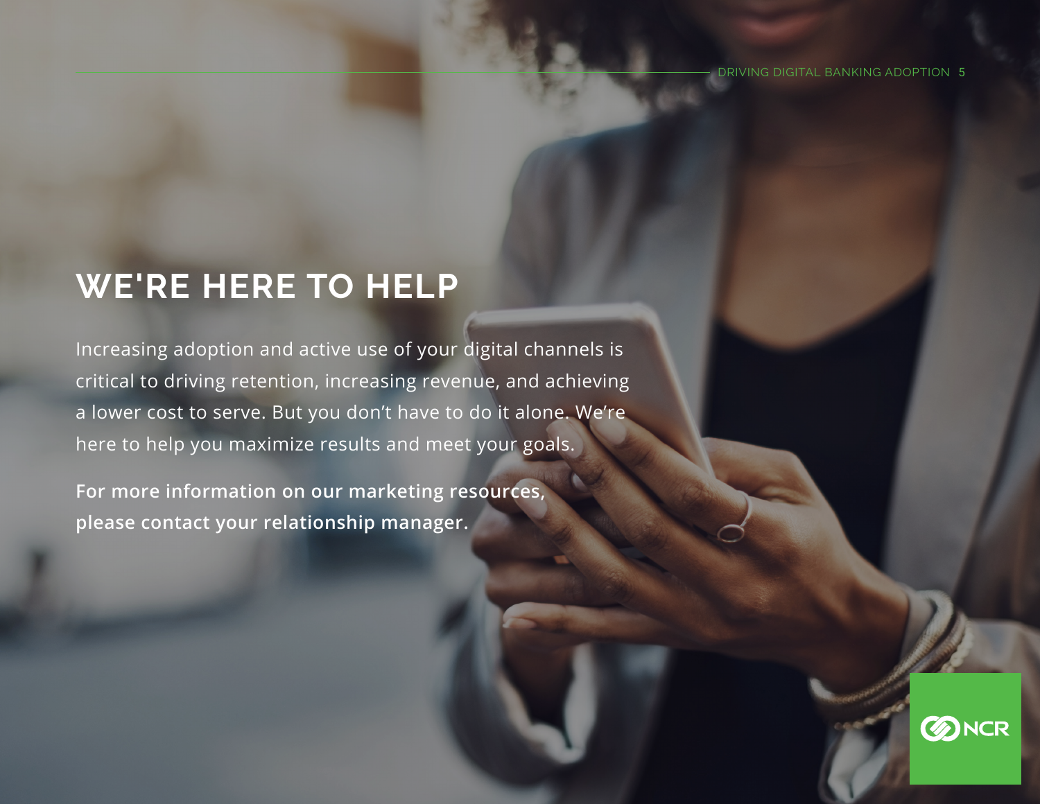# WE'RE HERE TO HELP

Increasing adoption and active use of your digital channels is critical to driving retention, increasing revenue, and achieving a lower cost to serve. But you don't have to do it alone. We're here to help you maximize results and meet your goals.

**For more information on our marketing resources, please contact your relationship manager.**

NCR